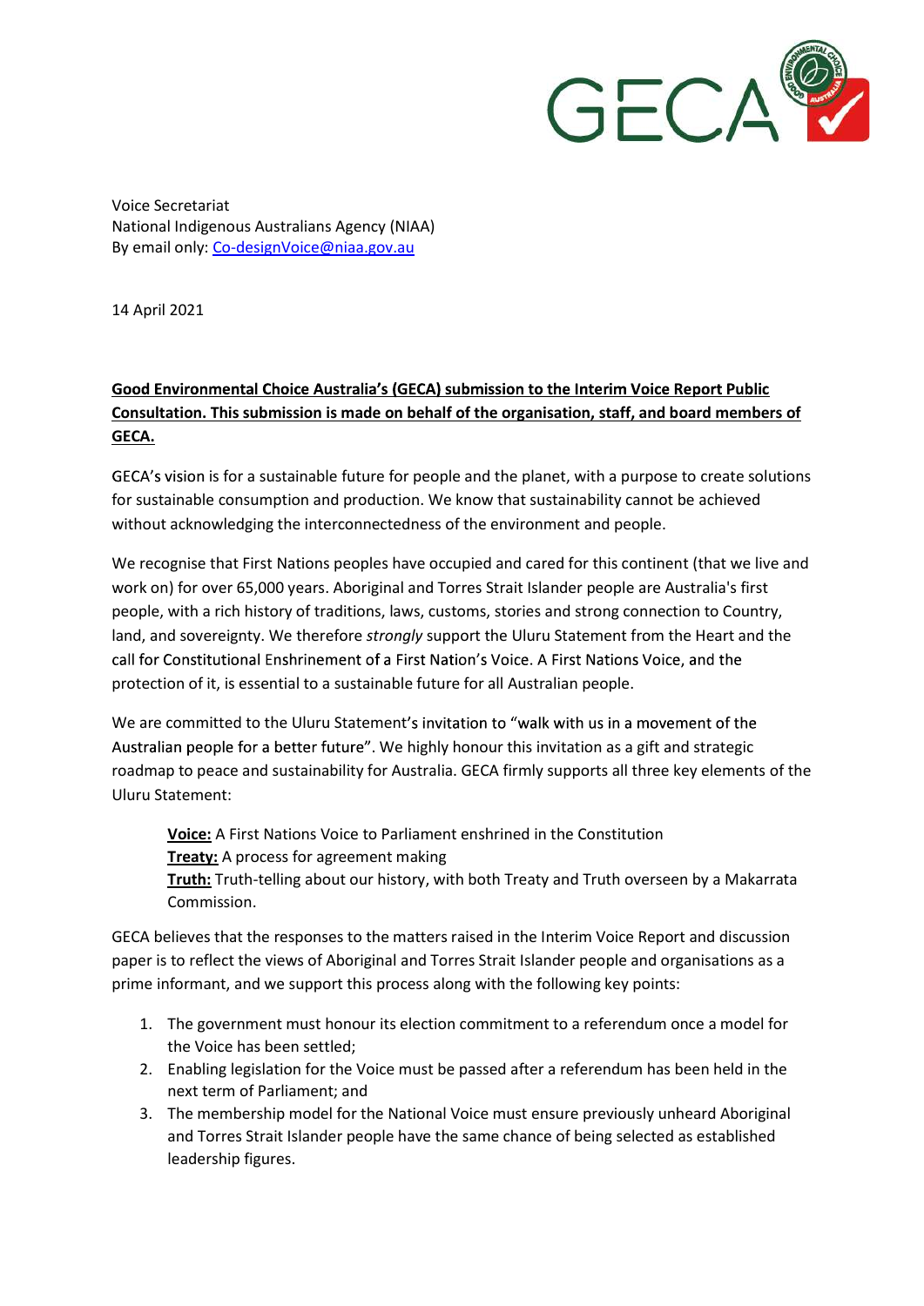Voice Secretariat
National Indigenous Australians Agency (NIAA)
By email only: [Co-designVoice@niaa.gov.au](mailto:Co-designVoice@niaa.gov.au)

14 April 2021

**Good Environmental Choice Australia's (GECA) submission to the Interim Voice Report Public Consultation. This submission is made on behalf of the organisation, staff, and board members of GECA.**

GECA's vision is for a sustainable future for people and the planet, with a purpose to create solutions for sustainable consumption and production. We know that sustainability cannot be achieved without acknowledging the interconnectedness of the environment and people.

We recognise that First Nations peoples have occupied and cared for this continent (that we live and work on) for over 65,000 years. Aboriginal and Torres Strait Islander people are Australia's first people, with a rich history of traditions, laws, customs, stories and strong connection to Country, land, and sovereignty. We therefore *strongly* support the Uluru Statement from the Heart and the call for Constitutional Enshrinement of a First Nation's Voice. A First Nations Voice, and the protection of it, is essential to a sustainable future for all Australian people.

We are committed to the Uluru Statement's invitation to "walk with us in a movement of the Australian people for a better future". We highly honour this invitation as a gift and strategic roadmap to peace and sustainability for Australia. GECA firmly supports all three key elements of the Uluru Statement:

> **Voice:** A First Nations Voice to Parliament enshrined in the Constitution
> **Treaty:** A process for agreement making
> **Truth:** Truth-telling about our history, with both Treaty and Truth overseen by a Makarrata Commission.

GECA believes that the responses to the matters raised in the Interim Voice Report and discussion paper is to reflect the views of Aboriginal and Torres Strait Islander people and organisations as a prime informant, and we support this process along with the following key points:

1. The government must honour its election commitment to a referendum once a model for the Voice has been settled;
2. Enabling legislation for the Voice must be passed after a referendum has been held in the next term of Parliament; and
3. The membership model for the National Voice must ensure previously unheard Aboriginal and Torres Strait Islander people have the same chance of being selected as established leadership figures.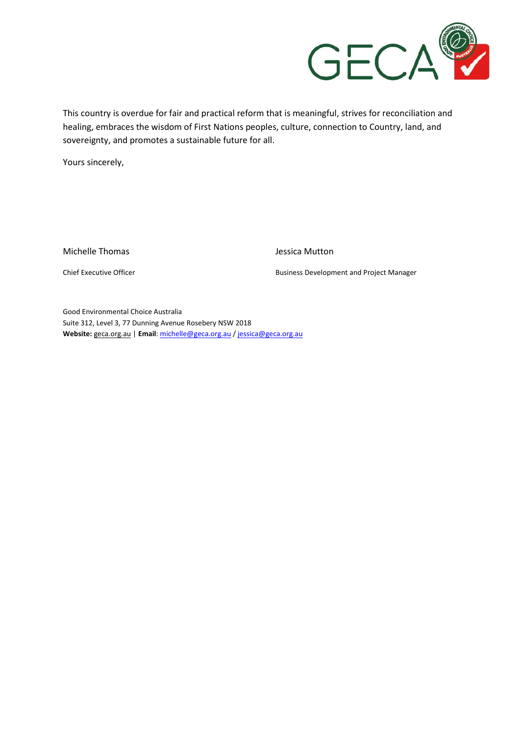This country is overdue for fair and practical reform that is meaningful, strives for reconciliation and healing, embraces the wisdom of First Nations peoples, culture, connection to Country, land, and sovereignty, and promotes a sustainable future for all.

Yours sincerely,

| | |
|---|---|
| Michelle Thomas | Jessica Mutton |
| Chief Executive Officer | Business Development and Project Manager |

Good Environmental Choice Australia
Suite 312, Level 3, 77 Dunning Avenue Rosebery NSW 2018
**Website:** geca.org.au | **Email**: michelle@geca.org.au / jessica@geca.org.au